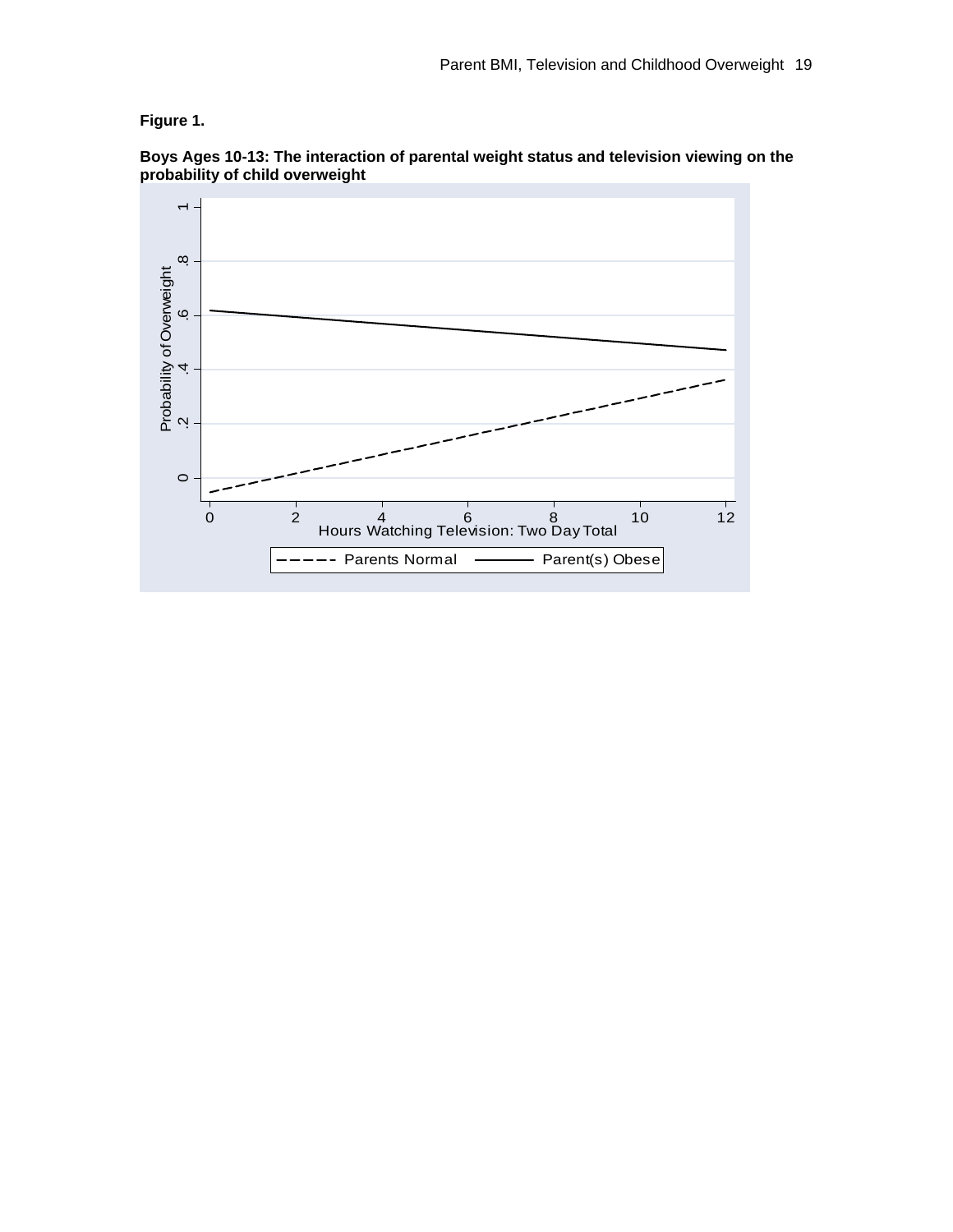**Figure 1.**

**Boys Ages 10-13: The interaction of parental weight status and television viewing on the probability of child overweight**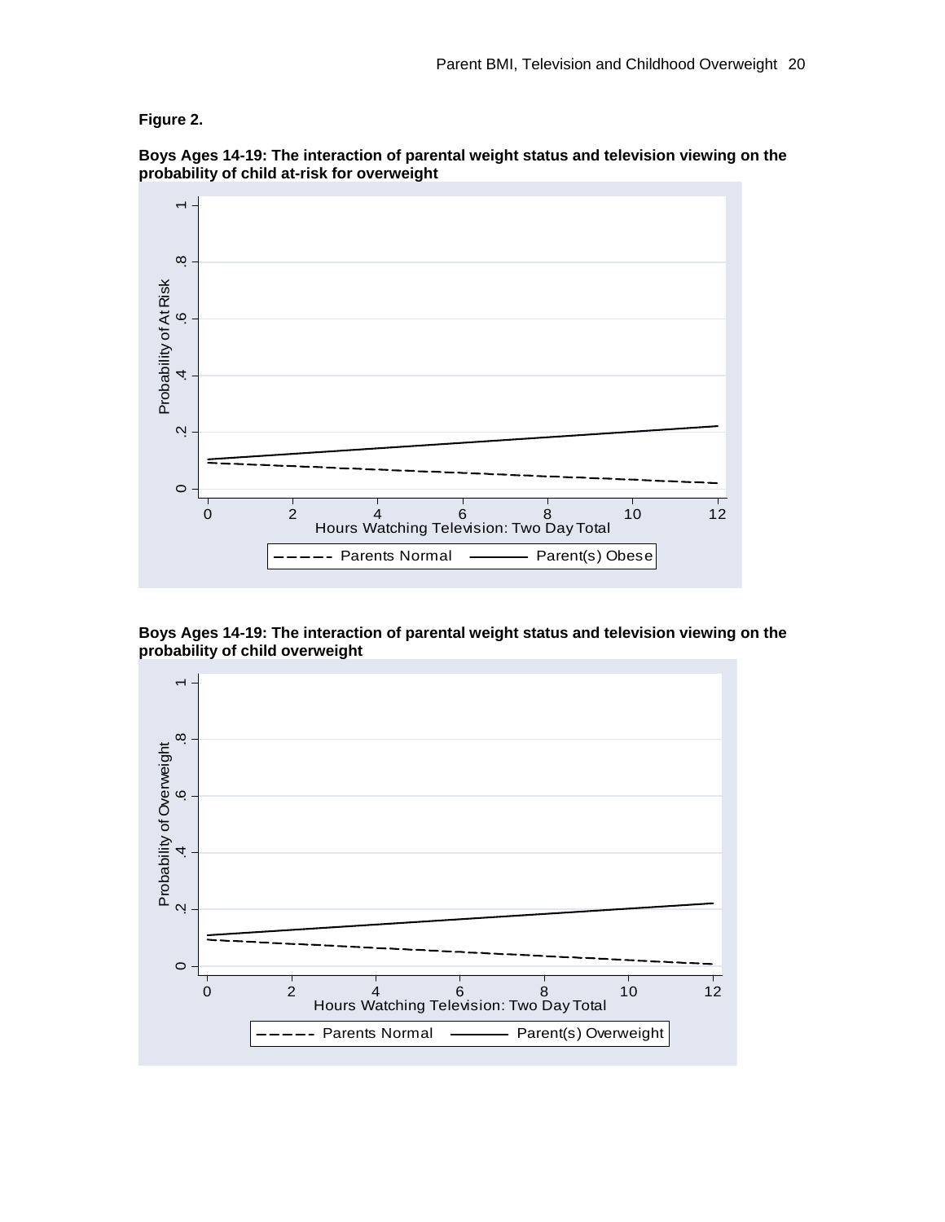**Figure 2.**

**Boys Ages 14-19: The interaction of parental weight status and television viewing on the probability of child at-risk for overweight**

**Boys Ages 14-19: The interaction of parental weight status and television viewing on the probability of child overweight**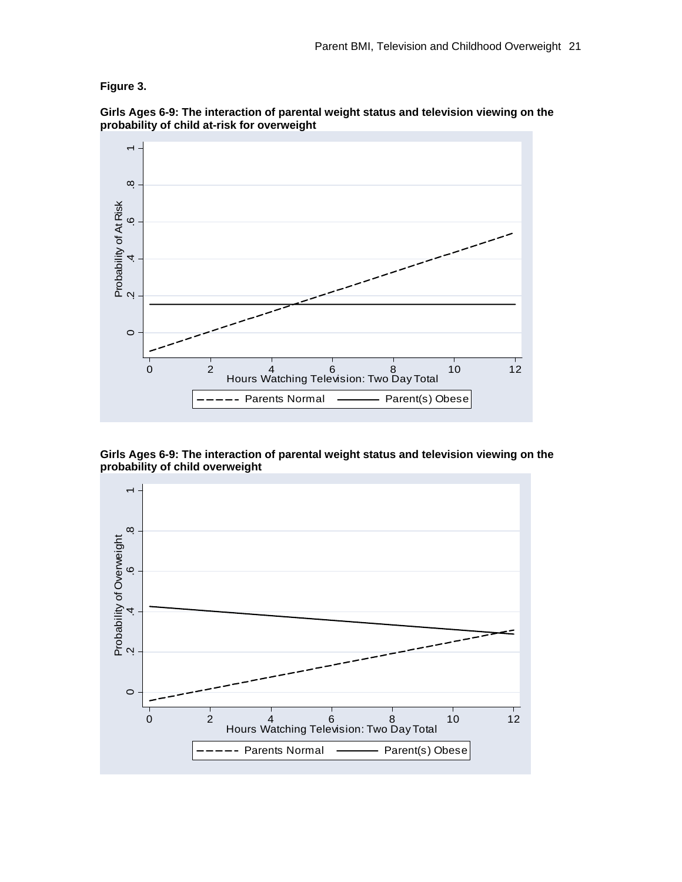**Figure 3.**

**Girls Ages 6-9: The interaction of parental weight status and television viewing on the probability of child at-risk for overweight**

**Girls Ages 6-9: The interaction of parental weight status and television viewing on the probability of child overweight**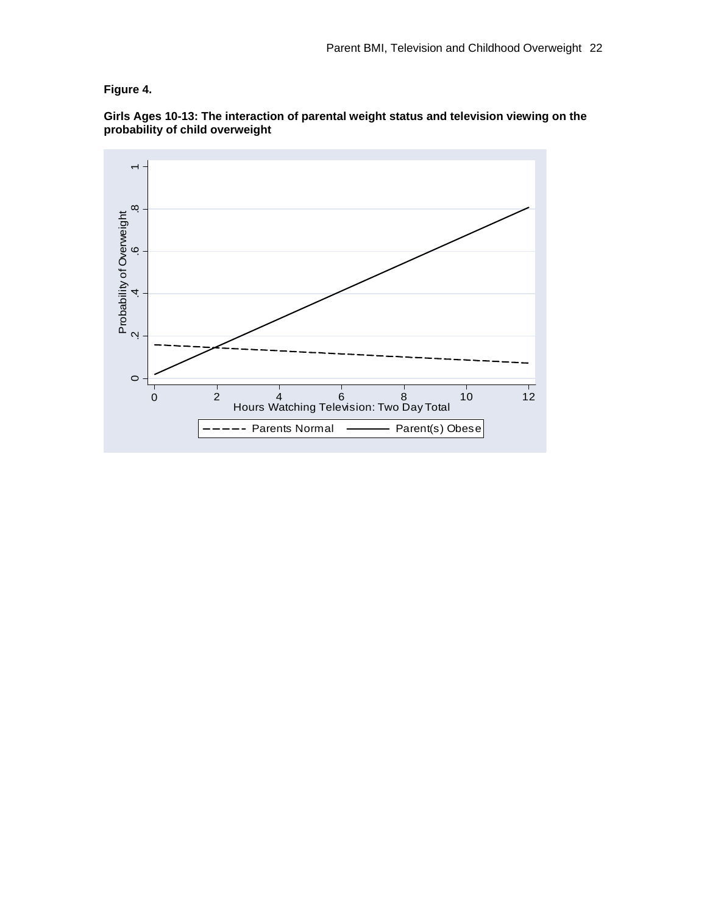**Figure 4.**

**Girls Ages 10-13: The interaction of parental weight status and television viewing on the probability of child overweight**

Probability of Overweight

0

.2

.4

.6

.8

1

0 2 4 6 8 10 12

Hours Watching Television: Two Day Total

Parents Normal

Parent(s) Obese